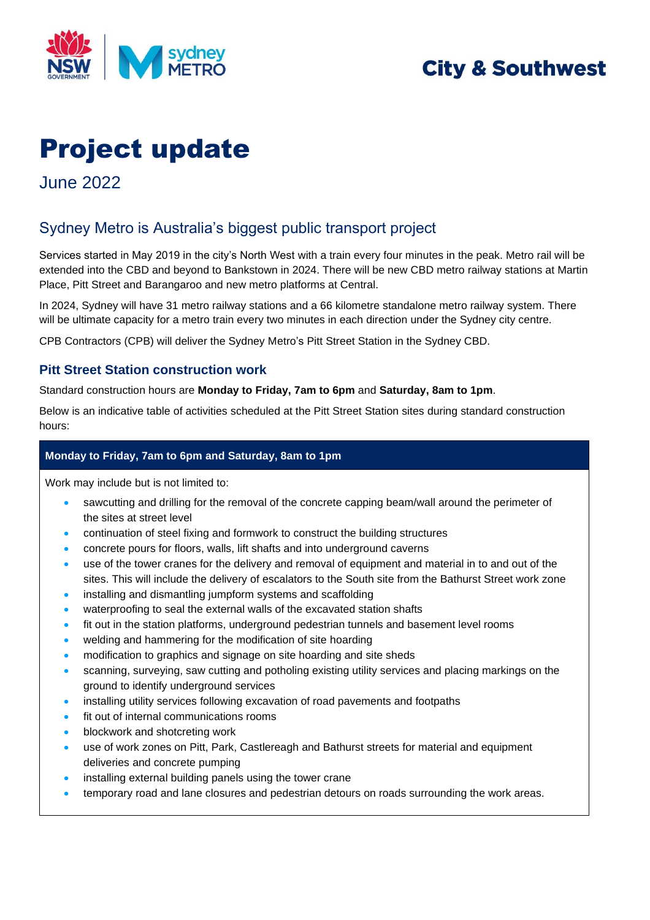City & Southwest

# Project update

June 2022

## Sydney Metro is Australia's biggest public transport project

Services started in May 2019 in the city's North West with a train every four minutes in the peak. Metro rail will be extended into the CBD and beyond to Bankstown in 2024. There will be new CBD metro railway stations at Martin Place, Pitt Street and Barangaroo and new metro platforms at Central.

In 2024, Sydney will have 31 metro railway stations and a 66 kilometre standalone metro railway system. There will be ultimate capacity for a metro train every two minutes in each direction under the Sydney city centre.

CPB Contractors (CPB) will deliver the Sydney Metro's Pitt Street Station in the Sydney CBD.

### Pitt Street Station construction work

Standard construction hours are **Monday to Friday, 7am to 6pm** and **Saturday, 8am to 1pm**.

Below is an indicative table of activities scheduled at the Pitt Street Station sites during standard construction hours:

**Monday to Friday, 7am to 6pm and Saturday, 8am to 1pm**

Work may include but is not limited to:

- sawcutting and drilling for the removal of the concrete capping beam/wall around the perimeter of the sites at street level
- continuation of steel fixing and formwork to construct the building structures
- concrete pours for floors, walls, lift shafts and into underground caverns
- use of the tower cranes for the delivery and removal of equipment and material in to and out of the sites. This will include the delivery of escalators to the South site from the Bathurst Street work zone
- installing and dismantling jumpform systems and scaffolding
- waterproofing to seal the external walls of the excavated station shafts
- fit out in the station platforms, underground pedestrian tunnels and basement level rooms
- welding and hammering for the modification of site hoarding
- modification to graphics and signage on site hoarding and site sheds
- scanning, surveying, saw cutting and potholing existing utility services and placing markings on the ground to identify underground services
- installing utility services following excavation of road pavements and footpaths
- fit out of internal communications rooms
- blockwork and shotcreting work
- use of work zones on Pitt, Park, Castlereagh and Bathurst streets for material and equipment deliveries and concrete pumping
- installing external building panels using the tower crane
- temporary road and lane closures and pedestrian detours on roads surrounding the work areas.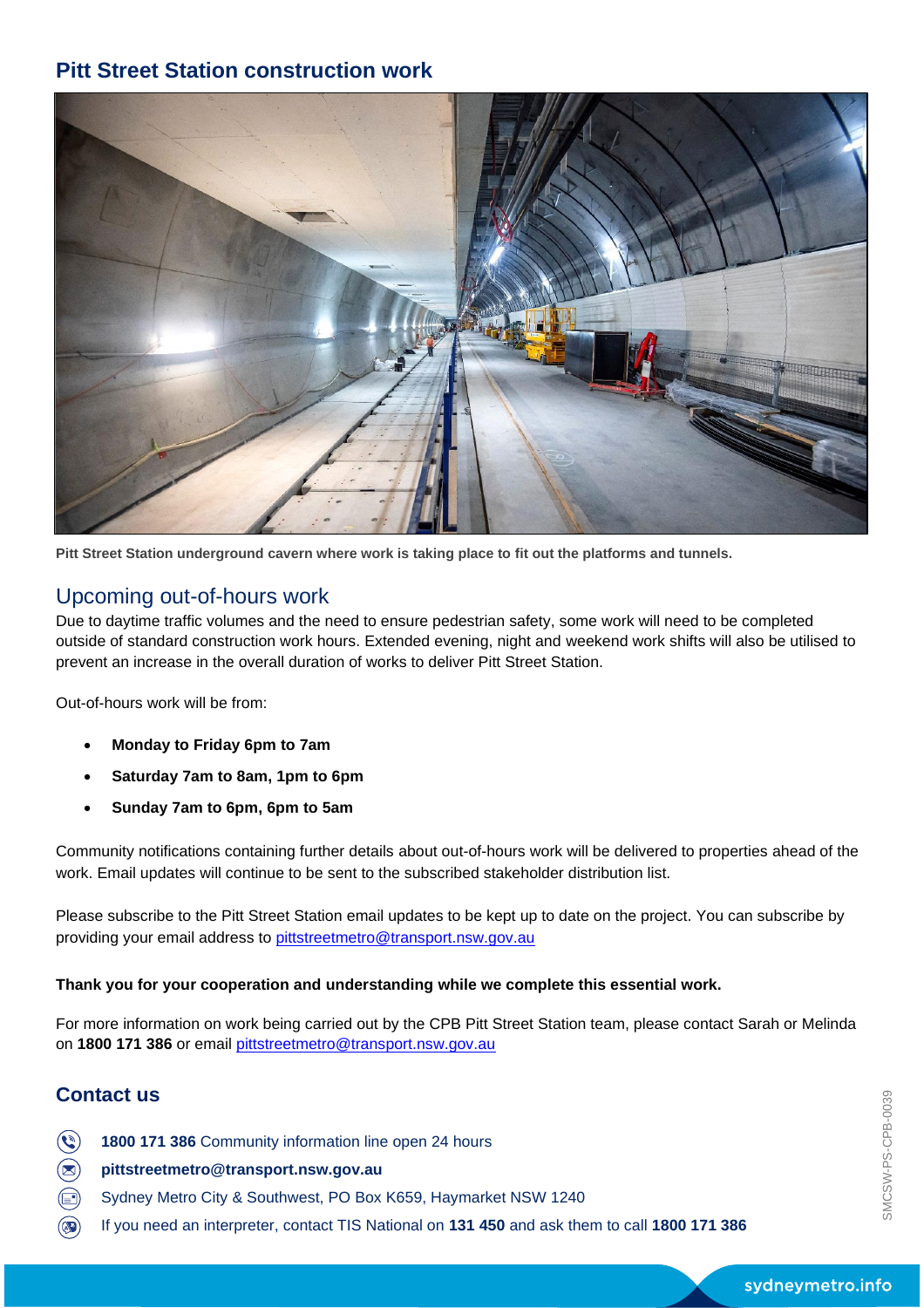## Pitt Street Station construction work

Pitt Street Station underground cavern where work is taking place to fit out the platforms and tunnels.

## Upcoming out-of-hours work

Due to daytime traffic volumes and the need to ensure pedestrian safety, some work will need to be completed outside of standard construction work hours. Extended evening, night and weekend work shifts will also be utilised to prevent an increase in the overall duration of works to deliver Pitt Street Station.

Out-of-hours work will be from:

- **Monday to Friday 6pm to 7am**
- **Saturday 7am to 8am, 1pm to 6pm**
- **Sunday 7am to 6pm, 6pm to 5am**

Community notifications containing further details about out-of-hours work will be delivered to properties ahead of the work. Email updates will continue to be sent to the subscribed stakeholder distribution list.

Please subscribe to the Pitt Street Station email updates to be kept up to date on the project. You can subscribe by providing your email address to pittstreetmetro@transport.nsw.gov.au

**Thank you for your cooperation and understanding while we complete this essential work.**

For more information on work being carried out by the CPB Pitt Street Station team, please contact Sarah or Melinda on **1800 171 386** or email pittstreetmetro@transport.nsw.gov.au

## Contact us

**1800 171 386** Community information line open 24 hours

**pittstreetmetro@transport.nsw.gov.au**

Sydney Metro City & Southwest, PO Box K659, Haymarket NSW 1240

If you need an interpreter, contact TIS National on **131 450** and ask them to call **1800 171 386**

SMCSW-PS-CPB-0039

sydneymetro.info